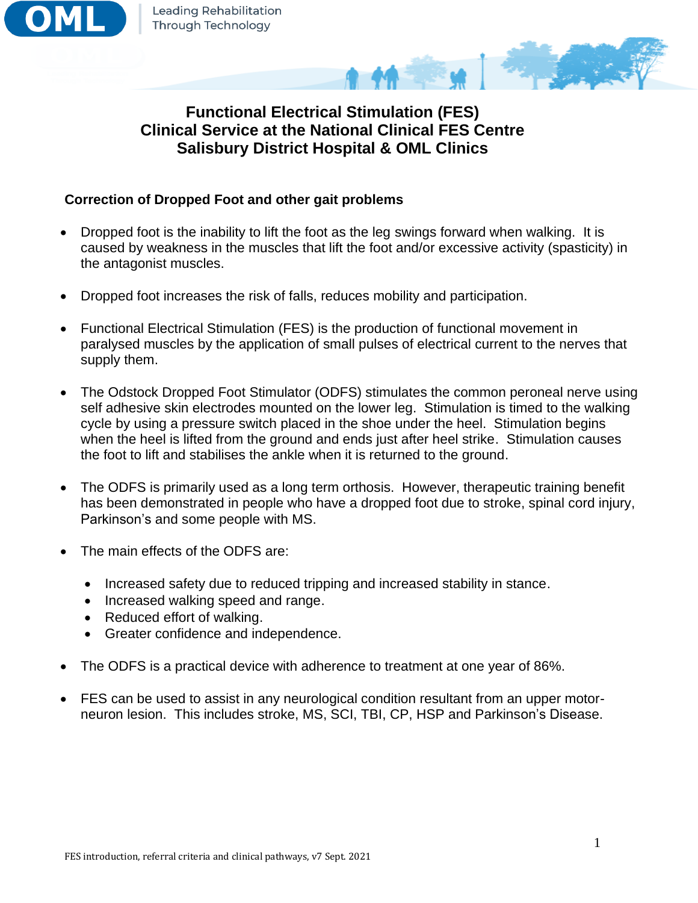# Functional Electrical Stimulation (FES) Clinical Service at the National Clinical FES Centre Salisbury District Hospital & OML Clinics

## Correction of Dropped Foot and other gait problems

- Dropped foot is the inability to lift the foot as the leg swings forward when walking. It is caused by weakness in the muscles that lift the foot and/or excessive activity (spasticity) in the antagonist muscles.
- Dropped foot increases the risk of falls, reduces mobility and participation.
- Functional Electrical Stimulation (FES) is the production of functional movement in paralysed muscles by the application of small pulses of electrical current to the nerves that supply them.
- The Odstock Dropped Foot Stimulator (ODFS) stimulates the common peroneal nerve using self adhesive skin electrodes mounted on the lower leg. Stimulation is timed to the walking cycle by using a pressure switch placed in the shoe under the heel. Stimulation begins when the heel is lifted from the ground and ends just after heel strike. Stimulation causes the foot to lift and stabilises the ankle when it is returned to the ground.
- The ODFS is primarily used as a long term orthosis. However, therapeutic training benefit has been demonstrated in people who have a dropped foot due to stroke, spinal cord injury, Parkinson's and some people with MS.
- The main effects of the ODFS are:
  - Increased safety due to reduced tripping and increased stability in stance.
  - Increased walking speed and range.
  - Reduced effort of walking.
  - Greater confidence and independence.
- The ODFS is a practical device with adherence to treatment at one year of 86%.
- FES can be used to assist in any neurological condition resultant from an upper motor-neuron lesion. This includes stroke, MS, SCI, TBI, CP, HSP and Parkinson's Disease.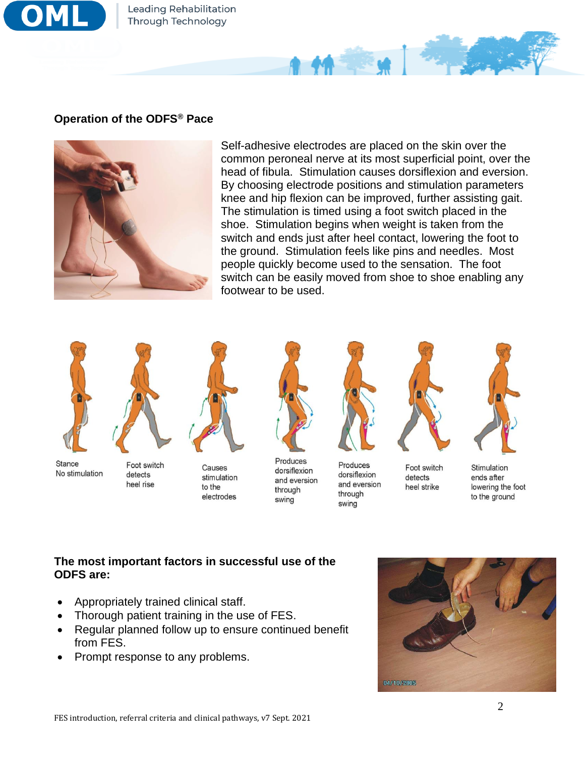## Operation of the ODFS® Pace

Self-adhesive electrodes are placed on the skin over the common peroneal nerve at its most superficial point, over the head of fibula. Stimulation causes dorsiflexion and eversion. By choosing electrode positions and stimulation parameters knee and hip flexion can be improved, further assisting gait. The stimulation is timed using a foot switch placed in the shoe. Stimulation begins when weight is taken from the switch and ends just after heel contact, lowering the foot to the ground. Stimulation feels like pins and needles. Most people quickly become used to the sensation. The foot switch can be easily moved from shoe to shoe enabling any footwear to be used.

Stance No stimulation

Foot switch detects heel rise

Causes stimulation to the electrodes

Produces dorsiflexion and eversion through swing

Produces dorsiflexion and eversion through swing

Foot switch detects heel strike

Stimulation ends after lowering the foot to the ground

**The most important factors in successful use of the ODFS are:**

- Appropriately trained clinical staff.
- Thorough patient training in the use of FES.
- Regular planned follow up to ensure continued benefit from FES.
- Prompt response to any problems.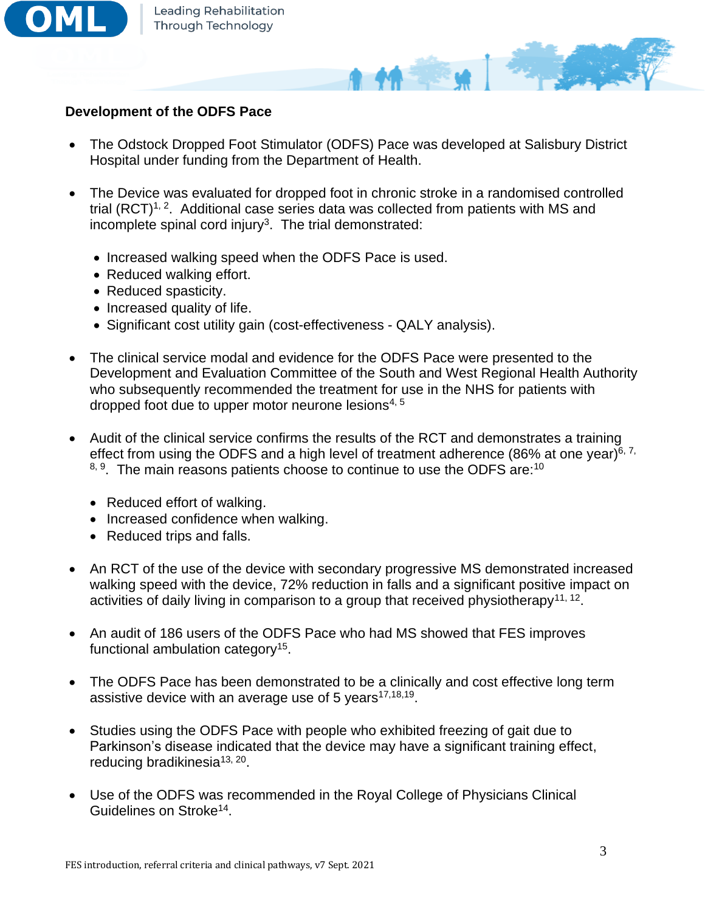### Development of the ODFS Pace

- The Odstock Dropped Foot Stimulator (ODFS) Pace was developed at Salisbury District Hospital under funding from the Department of Health.

- The Device was evaluated for dropped foot in chronic stroke in a randomised controlled trial (RCT)[1, 2]. Additional case series data was collected from patients with MS and incomplete spinal cord injury[3]. The trial demonstrated:

  - Increased walking speed when the ODFS Pace is used.
  - Reduced walking effort.
  - Reduced spasticity.
  - Increased quality of life.
  - Significant cost utility gain (cost-effectiveness - QALY analysis).

- The clinical service modal and evidence for the ODFS Pace were presented to the Development and Evaluation Committee of the South and West Regional Health Authority who subsequently recommended the treatment for use in the NHS for patients with dropped foot due to upper motor neurone lesions[4, 5]

- Audit of the clinical service confirms the results of the RCT and demonstrates a training effect from using the ODFS and a high level of treatment adherence (86% at one year)[6, 7, 8, 9]. The main reasons patients choose to continue to use the ODFS are:[10]

  - Reduced effort of walking.
  - Increased confidence when walking.
  - Reduced trips and falls.

- An RCT of the use of the device with secondary progressive MS demonstrated increased walking speed with the device, 72% reduction in falls and a significant positive impact on activities of daily living in comparison to a group that received physiotherapy[11, 12].

- An audit of 186 users of the ODFS Pace who had MS showed that FES improves functional ambulation category[15].

- The ODFS Pace has been demonstrated to be a clinically and cost effective long term assistive device with an average use of 5 years[17,18,19].

- Studies using the ODFS Pace with people who exhibited freezing of gait due to Parkinson's disease indicated that the device may have a significant training effect, reducing bradikinesia[13, 20].

- Use of the ODFS was recommended in the Royal College of Physicians Clinical Guidelines on Stroke[14].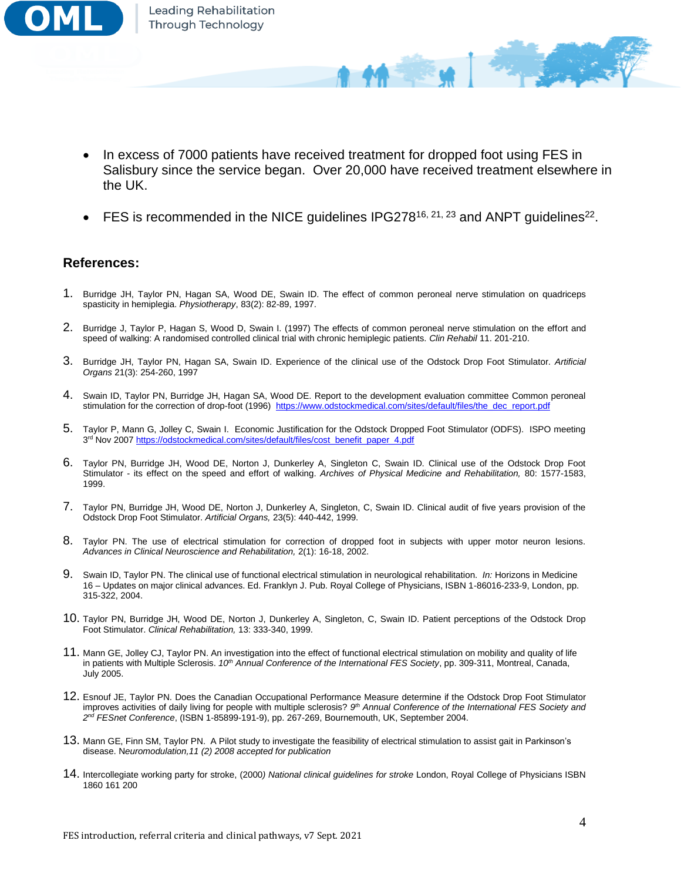- In excess of 7000 patients have received treatment for dropped foot using FES in Salisbury since the service began. Over 20,000 have received treatment elsewhere in the UK.

- FES is recommended in the NICE guidelines IPG278[16, 21, 23] and ANPT guidelines[22].

### References:

1. Burridge JH, Taylor PN, Hagan SA, Wood DE, Swain ID. The effect of common peroneal nerve stimulation on quadriceps spasticity in hemiplegia. *Physiotherapy*, 83(2): 82-89, 1997.

2. Burridge J, Taylor P, Hagan S, Wood D, Swain I. (1997) The effects of common peroneal nerve stimulation on the effort and speed of walking: A randomised controlled clinical trial with chronic hemiplegic patients. *Clin Rehabil* 11. 201-210.

3. Burridge JH, Taylor PN, Hagan SA, Swain ID. Experience of the clinical use of the Odstock Drop Foot Stimulator. *Artificial Organs* 21(3): 254-260, 1997

4. Swain ID, Taylor PN, Burridge JH, Hagan SA, Wood DE. Report to the development evaluation committee Common peroneal stimulation for the correction of drop-foot (1996) https://www.odstockmedical.com/sites/default/files/the_dec_report.pdf

5. Taylor P, Mann G, Jolley C, Swain I. Economic Justification for the Odstock Dropped Foot Stimulator (ODFS). ISPO meeting 3rd Nov 2007 https://odstockmedical.com/sites/default/files/cost_benefit_paper_4.pdf

6. Taylor PN, Burridge JH, Wood DE, Norton J, Dunkerley A, Singleton C, Swain ID. Clinical use of the Odstock Drop Foot Stimulator - its effect on the speed and effort of walking. *Archives of Physical Medicine and Rehabilitation,* 80: 1577-1583, 1999.

7. Taylor PN, Burridge JH, Wood DE, Norton J, Dunkerley A, Singleton, C, Swain ID. Clinical audit of five years provision of the Odstock Drop Foot Stimulator. *Artificial Organs,* 23(5): 440-442, 1999.

8. Taylor PN. The use of electrical stimulation for correction of dropped foot in subjects with upper motor neuron lesions. *Advances in Clinical Neuroscience and Rehabilitation,* 2(1): 16-18, 2002.

9. Swain ID, Taylor PN. The clinical use of functional electrical stimulation in neurological rehabilitation. *In:* Horizons in Medicine 16 – Updates on major clinical advances. Ed. Franklyn J. Pub. Royal College of Physicians, ISBN 1-86016-233-9, London, pp. 315-322, 2004.

10. Taylor PN, Burridge JH, Wood DE, Norton J, Dunkerley A, Singleton, C, Swain ID. Patient perceptions of the Odstock Drop Foot Stimulator. *Clinical Rehabilitation,* 13: 333-340, 1999.

11. Mann GE, Jolley CJ, Taylor PN. An investigation into the effect of functional electrical stimulation on mobility and quality of life in patients with Multiple Sclerosis. *10th Annual Conference of the International FES Society*, pp. 309-311, Montreal, Canada, July 2005.

12. Esnouf JE, Taylor PN. Does the Canadian Occupational Performance Measure determine if the Odstock Drop Foot Stimulator improves activities of daily living for people with multiple sclerosis? *9th Annual Conference of the International FES Society and 2nd FESnet Conference*, (ISBN 1-85899-191-9), pp. 267-269, Bournemouth, UK, September 2004.

13. Mann GE, Finn SM, Taylor PN. A Pilot study to investigate the feasibility of electrical stimulation to assist gait in Parkinson's disease. N*euromodulation,11 (2) 2008 accepted for publication*

14. Intercollegiate working party for stroke, (2000*) National clinical guidelines for stroke* London, Royal College of Physicians ISBN 1860 161 200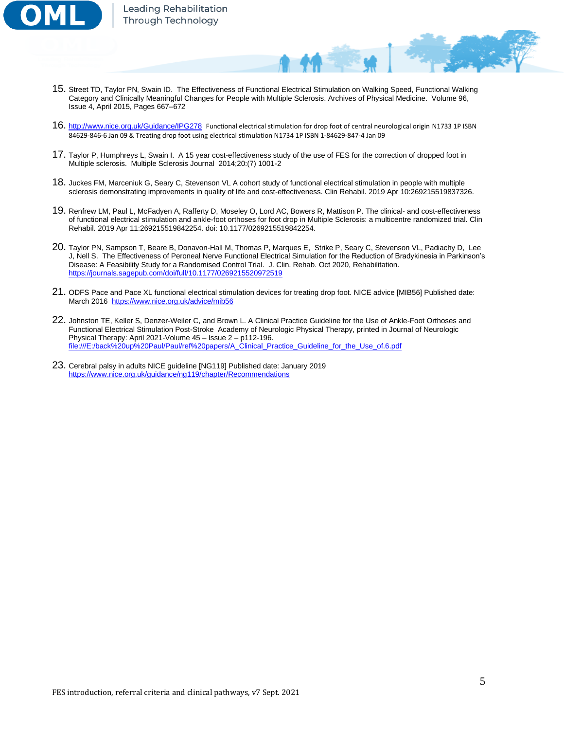15. Street TD, Taylor PN, Swain ID. The Effectiveness of Functional Electrical Stimulation on Walking Speed, Functional Walking Category and Clinically Meaningful Changes for People with Multiple Sclerosis. Archives of Physical Medicine. Volume 96, Issue 4, April 2015, Pages 667–672

16. http://www.nice.org.uk/Guidance/IPG278 Functional electrical stimulation for drop foot of central neurological origin N1733 1P ISBN 84629-846-6 Jan 09 & Treating drop foot using electrical stimulation N1734 1P ISBN 1-84629-847-4 Jan 09

17. Taylor P, Humphreys L, Swain I. A 15 year cost-effectiveness study of the use of FES for the correction of dropped foot in Multiple sclerosis. Multiple Sclerosis Journal 2014;20:(7) 1001-2

18. Juckes FM, Marceniuk G, Seary C, Stevenson VL A cohort study of functional electrical stimulation in people with multiple sclerosis demonstrating improvements in quality of life and cost-effectiveness. Clin Rehabil. 2019 Apr 10:269215519837326.

19. Renfrew LM, Paul L, McFadyen A, Rafferty D, Moseley O, Lord AC, Bowers R, Mattison P. The clinical- and cost-effectiveness of functional electrical stimulation and ankle-foot orthoses for foot drop in Multiple Sclerosis: a multicentre randomized trial. Clin Rehabil. 2019 Apr 11:269215519842254. doi: 10.1177/0269215519842254.

20. Taylor PN, Sampson T, Beare B, Donavon-Hall M, Thomas P, Marques E, Strike P, Seary C, Stevenson VL, Padiachy D, Lee J, Nell S. The Effectiveness of Peroneal Nerve Functional Electrical Simulation for the Reduction of Bradykinesia in Parkinson's Disease: A Feasibility Study for a Randomised Control Trial. J. Clin. Rehab. Oct 2020, Rehabilitation. https://journals.sagepub.com/doi/full/10.1177/0269215520972519

21. ODFS Pace and Pace XL functional electrical stimulation devices for treating drop foot. NICE advice [MIB56] Published date: March 2016 https://www.nice.org.uk/advice/mib56

22. Johnston TE, Keller S, Denzer-Weiler C, and Brown L. A Clinical Practice Guideline for the Use of Ankle-Foot Orthoses and Functional Electrical Stimulation Post-Stroke Academy of Neurologic Physical Therapy, printed in Journal of Neurologic Physical Therapy: April 2021-Volume 45 – Issue 2 – p112-196. file:///E:/back%20up%20Paul/Paul/ref%20papers/A_Clinical_Practice_Guideline_for_the_Use_of.6.pdf

23. Cerebral palsy in adults NICE guideline [NG119] Published date: January 2019 https://www.nice.org.uk/guidance/ng119/chapter/Recommendations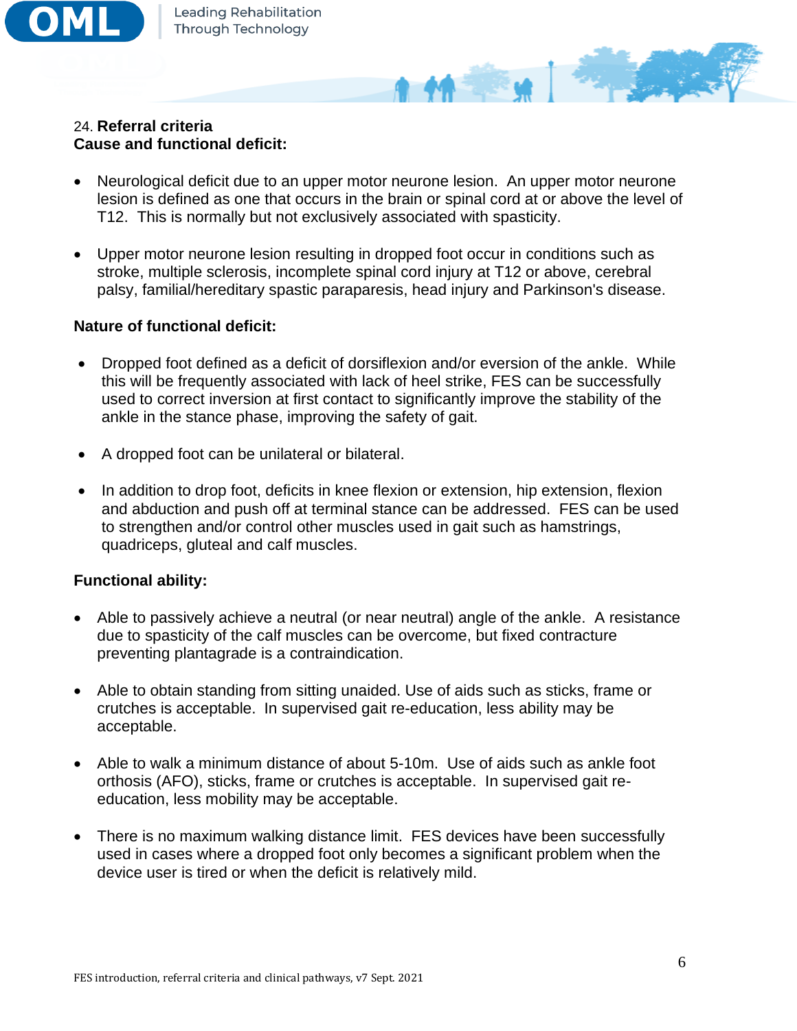24. **Referral criteria**

**Cause and functional deficit:**

- Neurological deficit due to an upper motor neurone lesion. An upper motor neurone lesion is defined as one that occurs in the brain or spinal cord at or above the level of T12. This is normally but not exclusively associated with spasticity.

- Upper motor neurone lesion resulting in dropped foot occur in conditions such as stroke, multiple sclerosis, incomplete spinal cord injury at T12 or above, cerebral palsy, familial/hereditary spastic paraparesis, head injury and Parkinson's disease.

**Nature of functional deficit:**

- Dropped foot defined as a deficit of dorsiflexion and/or eversion of the ankle. While this will be frequently associated with lack of heel strike, FES can be successfully used to correct inversion at first contact to significantly improve the stability of the ankle in the stance phase, improving the safety of gait.

- A dropped foot can be unilateral or bilateral.

- In addition to drop foot, deficits in knee flexion or extension, hip extension, flexion and abduction and push off at terminal stance can be addressed. FES can be used to strengthen and/or control other muscles used in gait such as hamstrings, quadriceps, gluteal and calf muscles.

**Functional ability:**

- Able to passively achieve a neutral (or near neutral) angle of the ankle. A resistance due to spasticity of the calf muscles can be overcome, but fixed contracture preventing plantagrade is a contraindication.

- Able to obtain standing from sitting unaided. Use of aids such as sticks, frame or crutches is acceptable. In supervised gait re-education, less ability may be acceptable.

- Able to walk a minimum distance of about 5-10m. Use of aids such as ankle foot orthosis (AFO), sticks, frame or crutches is acceptable. In supervised gait re-education, less mobility may be acceptable.

- There is no maximum walking distance limit. FES devices have been successfully used in cases where a dropped foot only becomes a significant problem when the device user is tired or when the deficit is relatively mild.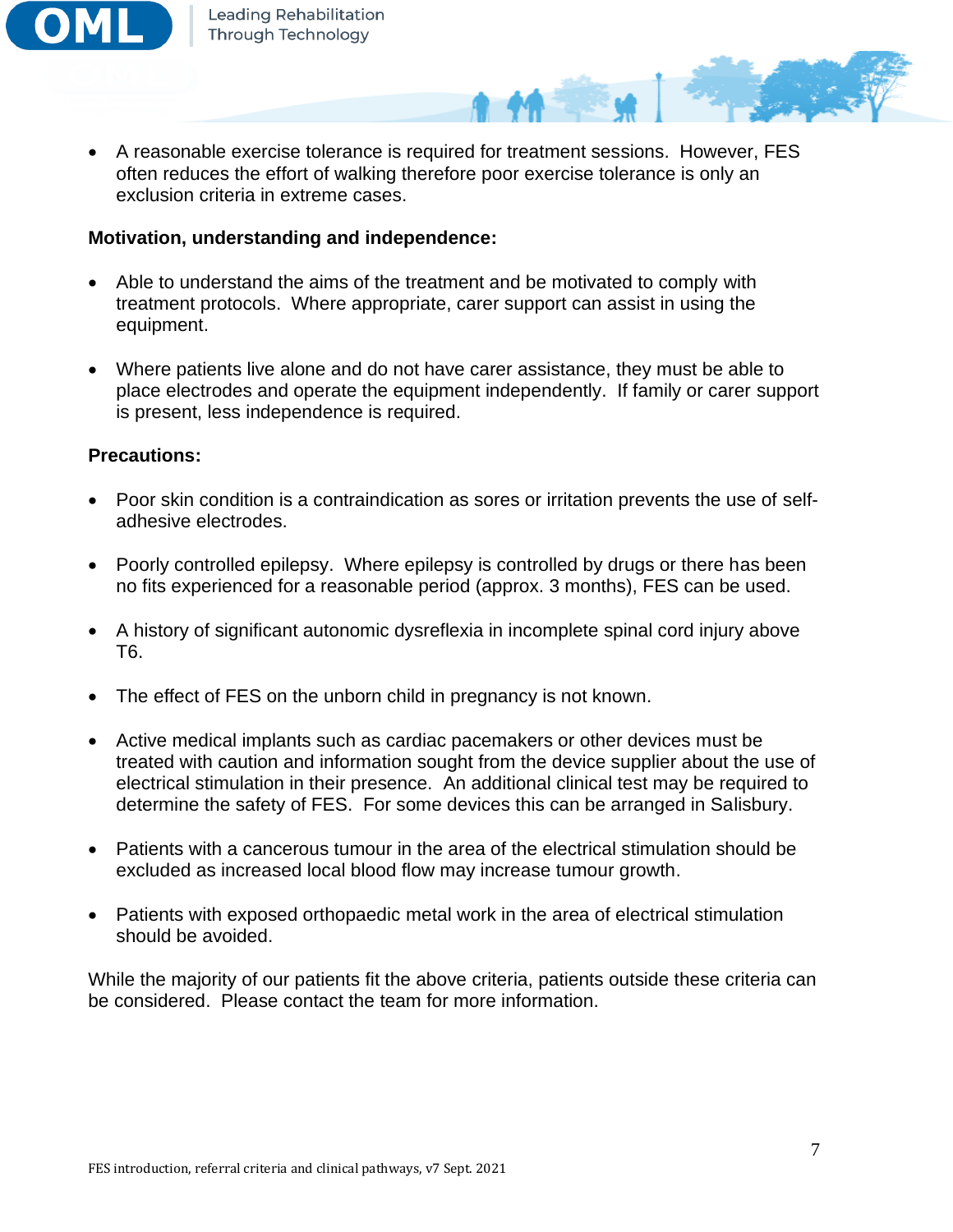- A reasonable exercise tolerance is required for treatment sessions. However, FES often reduces the effort of walking therefore poor exercise tolerance is only an exclusion criteria in extreme cases.

**Motivation, understanding and independence:**

- Able to understand the aims of the treatment and be motivated to comply with treatment protocols. Where appropriate, carer support can assist in using the equipment.

- Where patients live alone and do not have carer assistance, they must be able to place electrodes and operate the equipment independently. If family or carer support is present, less independence is required.

**Precautions:**

- Poor skin condition is a contraindication as sores or irritation prevents the use of self-adhesive electrodes.

- Poorly controlled epilepsy. Where epilepsy is controlled by drugs or there has been no fits experienced for a reasonable period (approx. 3 months), FES can be used.

- A history of significant autonomic dysreflexia in incomplete spinal cord injury above T6.

- The effect of FES on the unborn child in pregnancy is not known.

- Active medical implants such as cardiac pacemakers or other devices must be treated with caution and information sought from the device supplier about the use of electrical stimulation in their presence. An additional clinical test may be required to determine the safety of FES. For some devices this can be arranged in Salisbury.

- Patients with a cancerous tumour in the area of the electrical stimulation should be excluded as increased local blood flow may increase tumour growth.

- Patients with exposed orthopaedic metal work in the area of electrical stimulation should be avoided.

While the majority of our patients fit the above criteria, patients outside these criteria can be considered. Please contact the team for more information.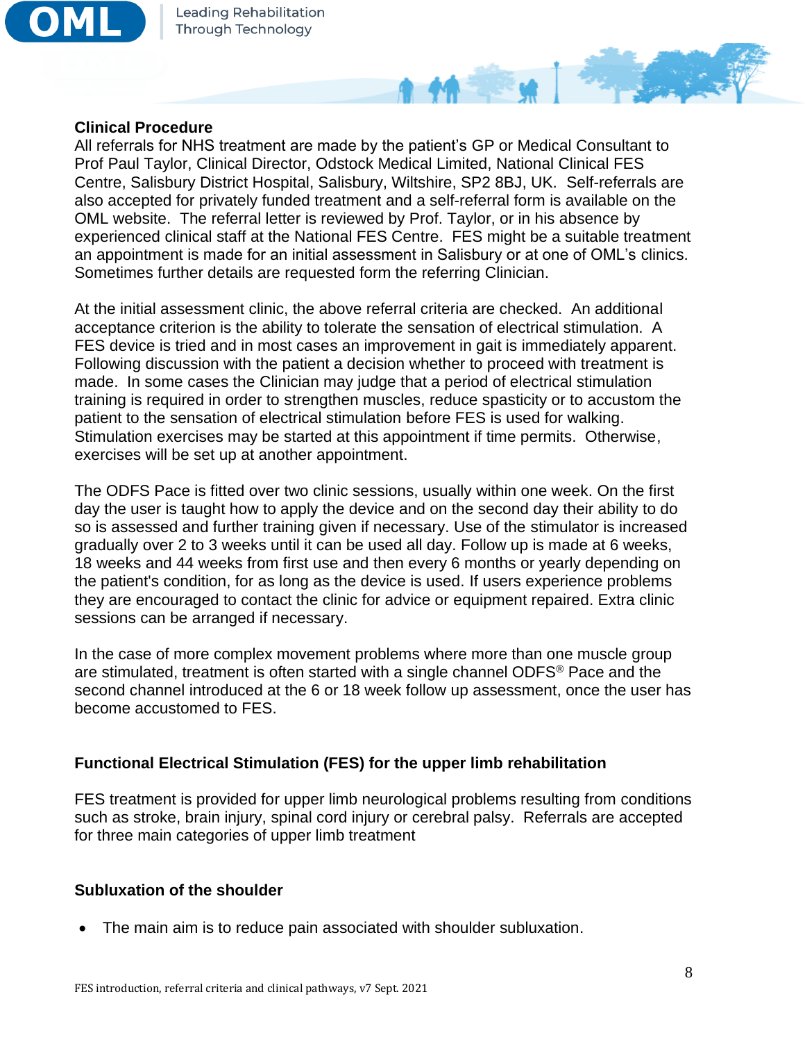**Clinical Procedure**

All referrals for NHS treatment are made by the patient's GP or Medical Consultant to Prof Paul Taylor, Clinical Director, Odstock Medical Limited, National Clinical FES Centre, Salisbury District Hospital, Salisbury, Wiltshire, SP2 8BJ, UK. Self-referrals are also accepted for privately funded treatment and a self-referral form is available on the OML website. The referral letter is reviewed by Prof. Taylor, or in his absence by experienced clinical staff at the National FES Centre. FES might be a suitable treatment an appointment is made for an initial assessment in Salisbury or at one of OML's clinics. Sometimes further details are requested form the referring Clinician.

At the initial assessment clinic, the above referral criteria are checked. An additional acceptance criterion is the ability to tolerate the sensation of electrical stimulation. A FES device is tried and in most cases an improvement in gait is immediately apparent. Following discussion with the patient a decision whether to proceed with treatment is made. In some cases the Clinician may judge that a period of electrical stimulation training is required in order to strengthen muscles, reduce spasticity or to accustom the patient to the sensation of electrical stimulation before FES is used for walking. Stimulation exercises may be started at this appointment if time permits. Otherwise, exercises will be set up at another appointment.

The ODFS Pace is fitted over two clinic sessions, usually within one week. On the first day the user is taught how to apply the device and on the second day their ability to do so is assessed and further training given if necessary. Use of the stimulator is increased gradually over 2 to 3 weeks until it can be used all day. Follow up is made at 6 weeks, 18 weeks and 44 weeks from first use and then every 6 months or yearly depending on the patient's condition, for as long as the device is used. If users experience problems they are encouraged to contact the clinic for advice or equipment repaired. Extra clinic sessions can be arranged if necessary.

In the case of more complex movement problems where more than one muscle group are stimulated, treatment is often started with a single channel ODFS® Pace and the second channel introduced at the 6 or 18 week follow up assessment, once the user has become accustomed to FES.

**Functional Electrical Stimulation (FES) for the upper limb rehabilitation**

FES treatment is provided for upper limb neurological problems resulting from conditions such as stroke, brain injury, spinal cord injury or cerebral palsy. Referrals are accepted for three main categories of upper limb treatment

**Subluxation of the shoulder**

- The main aim is to reduce pain associated with shoulder subluxation.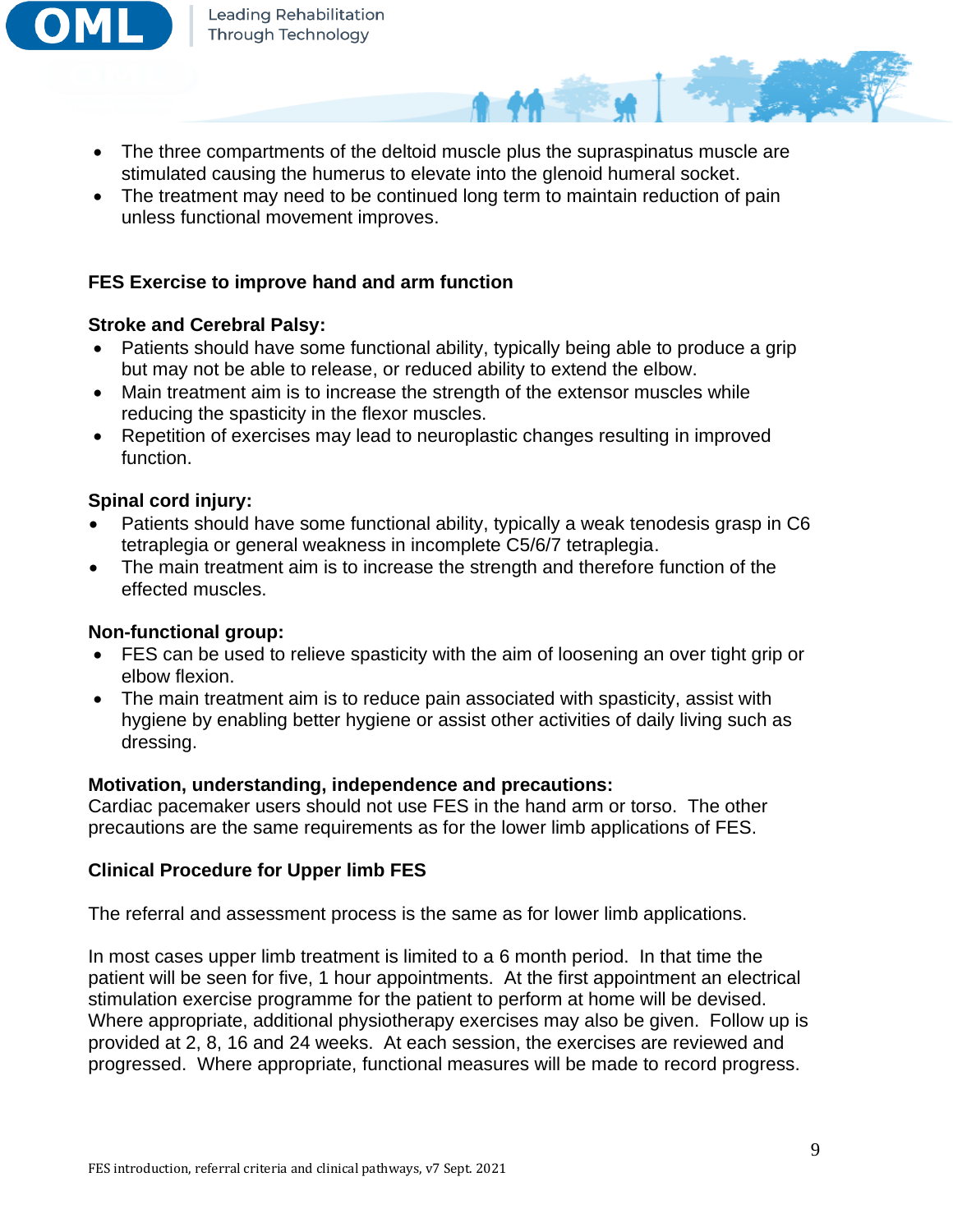- The three compartments of the deltoid muscle plus the supraspinatus muscle are stimulated causing the humerus to elevate into the glenoid humeral socket.
- The treatment may need to be continued long term to maintain reduction of pain unless functional movement improves.

### FES Exercise to improve hand and arm function

**Stroke and Cerebral Palsy:**

- Patients should have some functional ability, typically being able to produce a grip but may not be able to release, or reduced ability to extend the elbow.
- Main treatment aim is to increase the strength of the extensor muscles while reducing the spasticity in the flexor muscles.
- Repetition of exercises may lead to neuroplastic changes resulting in improved function.

**Spinal cord injury:**

- Patients should have some functional ability, typically a weak tenodesis grasp in C6 tetraplegia or general weakness in incomplete C5/6/7 tetraplegia.
- The main treatment aim is to increase the strength and therefore function of the effected muscles.

**Non-functional group:**

- FES can be used to relieve spasticity with the aim of loosening an over tight grip or elbow flexion.
- The main treatment aim is to reduce pain associated with spasticity, assist with hygiene by enabling better hygiene or assist other activities of daily living such as dressing.

**Motivation, understanding, independence and precautions:**

Cardiac pacemaker users should not use FES in the hand arm or torso. The other precautions are the same requirements as for the lower limb applications of FES.

### Clinical Procedure for Upper limb FES

The referral and assessment process is the same as for lower limb applications.

In most cases upper limb treatment is limited to a 6 month period. In that time the patient will be seen for five, 1 hour appointments. At the first appointment an electrical stimulation exercise programme for the patient to perform at home will be devised. Where appropriate, additional physiotherapy exercises may also be given. Follow up is provided at 2, 8, 16 and 24 weeks. At each session, the exercises are reviewed and progressed. Where appropriate, functional measures will be made to record progress.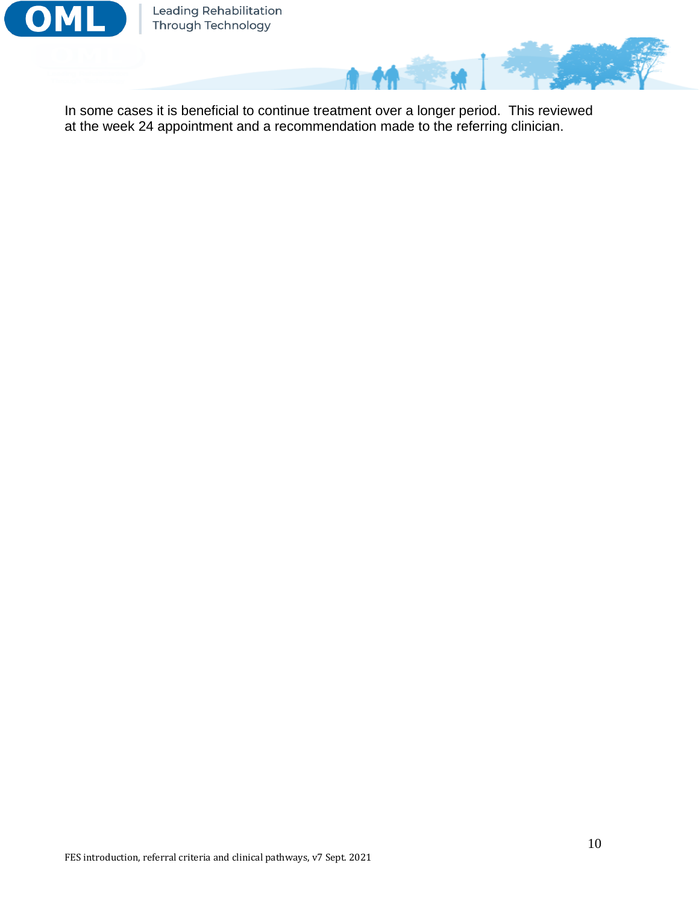In some cases it is beneficial to continue treatment over a longer period. This reviewed at the week 24 appointment and a recommendation made to the referring clinician.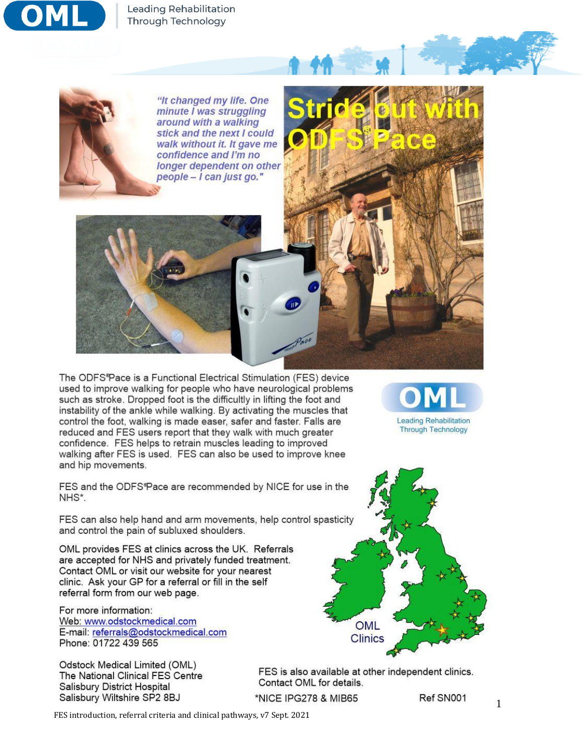OML Leading Rehabilitation Through Technology

# Stride out with ODFS® Pace

*"It changed my life. One minute I was struggling around with a walking stick and the next I could walk without it. It gave me confidence and I'm no longer dependent on other people – I can just go."*

The ODFS®Pace is a Functional Electrical Stimulation (FES) device used to improve walking for people who have neurological problems such as stroke. Dropped foot is the difficultly in lifting the foot and instability of the ankle while walking. By activating the muscles that control the foot, walking is made easer, safer and faster. Falls are reduced and FES users report that they walk with much greater confidence. FES helps to retrain muscles leading to improved walking after FES is used. FES can also be used to improve knee and hip movements.

FES and the ODFS®Pace are recommended by NICE for use in the NHS*.

FES can also help hand and arm movements, help control spasticity and control the pain of subluxed shoulders.

OML provides FES at clinics across the UK. Referrals are accepted for NHS and privately funded treatment. Contact OML or visit our website for your nearest clinic. Ask your GP for a referral or fill in the self referral form from our web page.

For more information:
Web: www.odstockmedical.com
E-mail: referrals@odstockmedical.com
Phone: 01722 439 565

OML Clinics

Odstock Medical Limited (OML)
The National Clinical FES Centre
Salisbury District Hospital
Salisbury Wiltshire SP2 8BJ

FES is also available at other independent clinics. Contact OML for details.

*NICE IPG278 & MIB65

Ref SN001